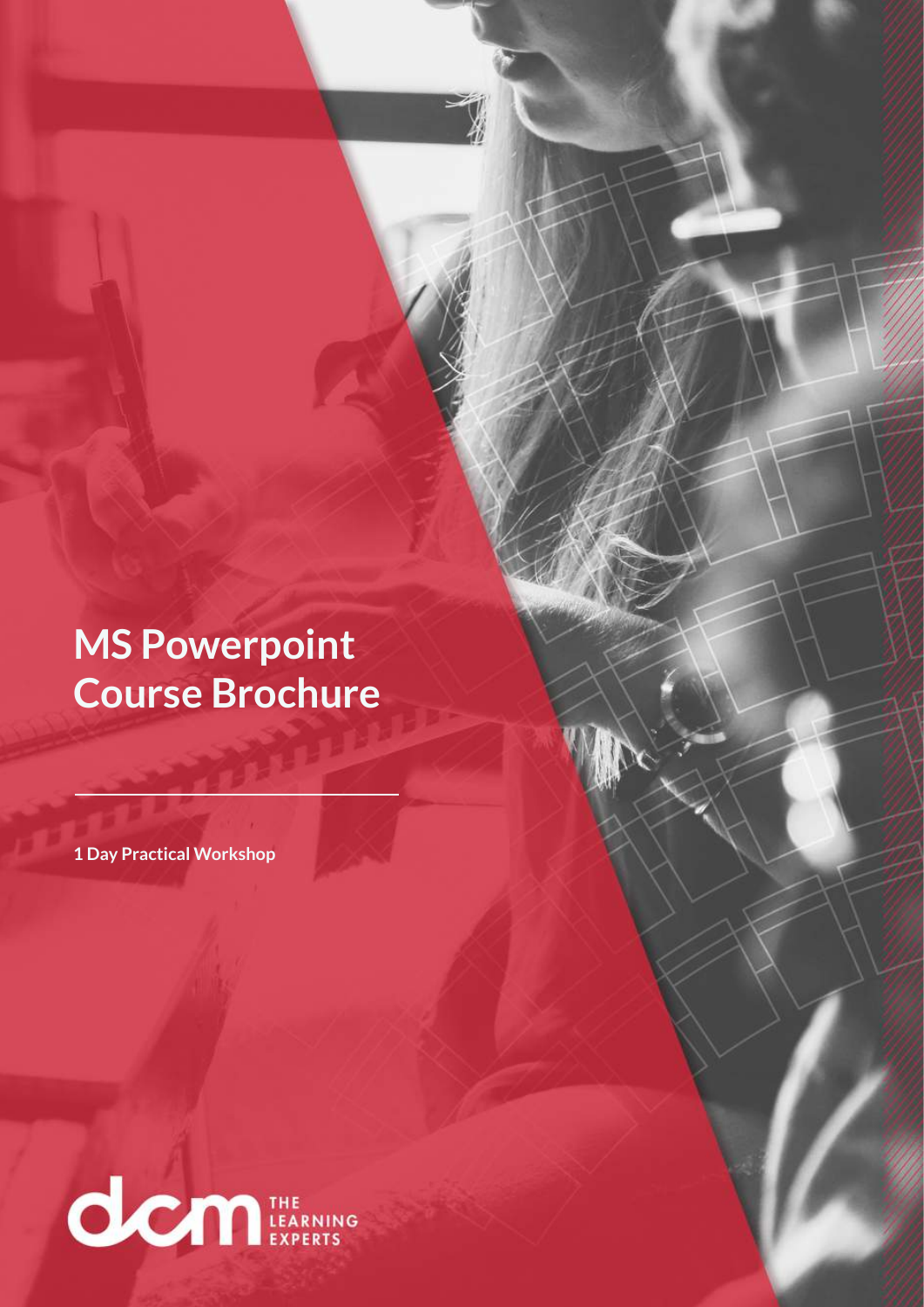# MS Powerpoint Course Brochure

**1 Day Practical Workshop**

dcm THE LEARNING EXPERTS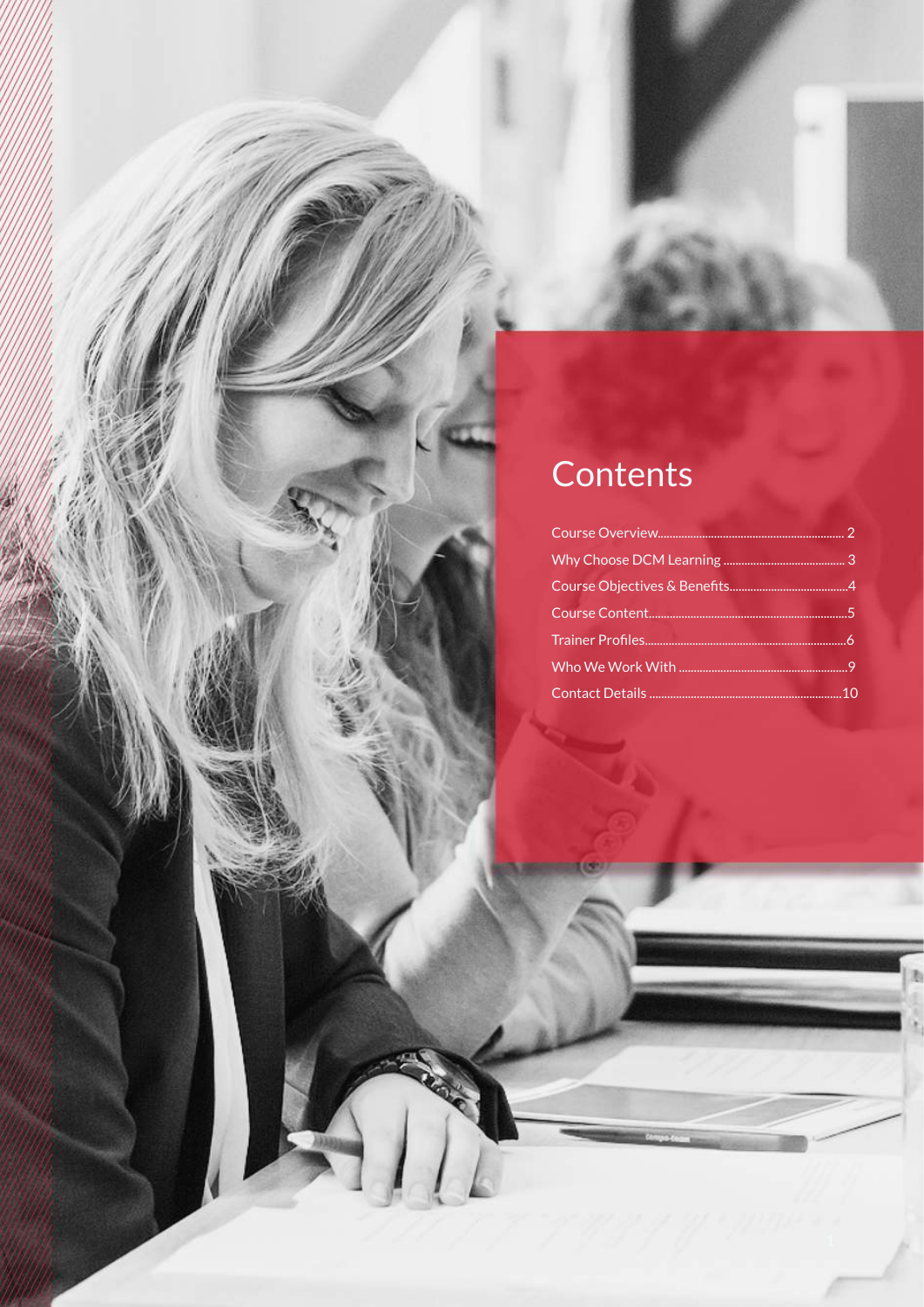# Contents

- Course Overview............................................................ 2
- Why Choose DCM Learning ........................................ 3
- Course Objectives & Benefits.......................................4
- Course Content.................................................................5
- Trainer Profiles.................................................................6
- Who We Work With ........................................................9
- Contact Details ...............................................................10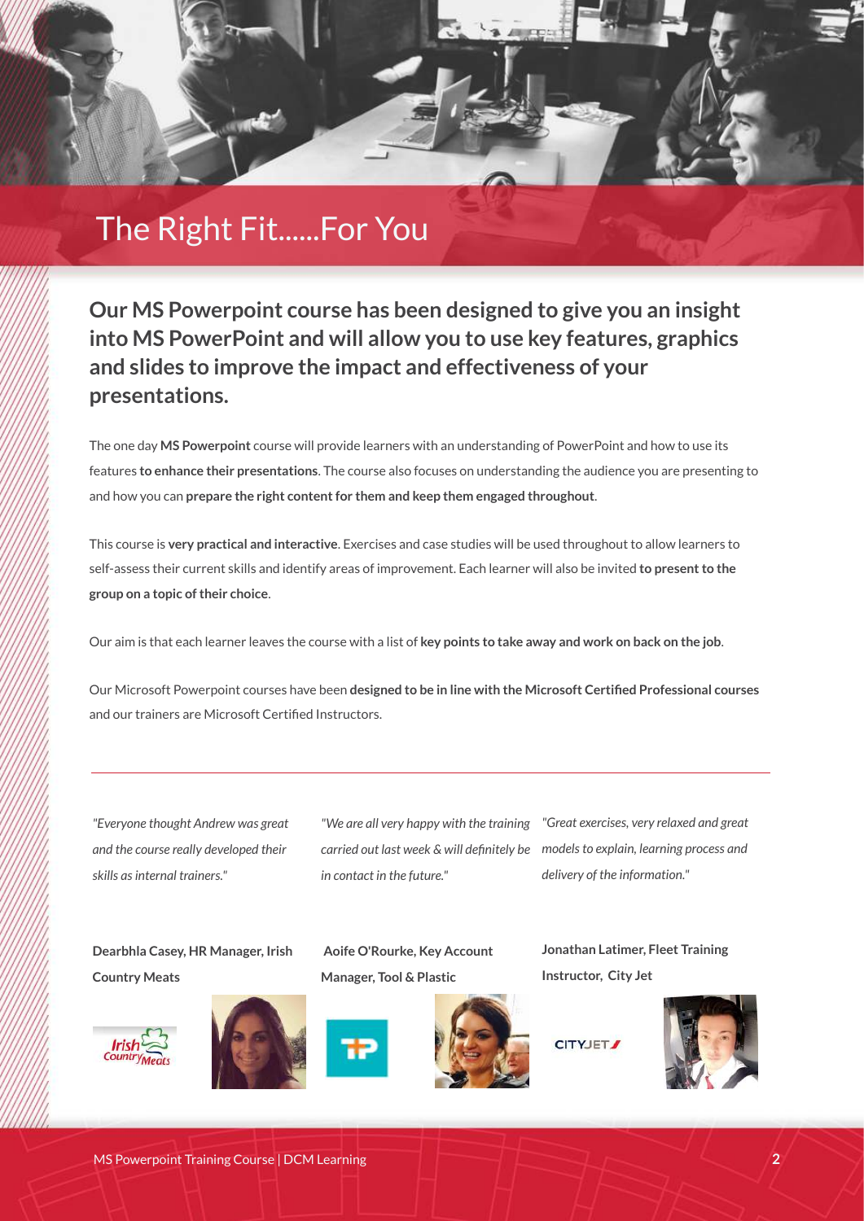# The Right Fit......For You

**Our MS Powerpoint course has been designed to give you an insight into MS PowerPoint and will allow you to use key features, graphics and slides to improve the impact and effectiveness of your presentations.**

The one day **MS Powerpoint** course will provide learners with an understanding of PowerPoint and how to use its features **to enhance their presentations**. The course also focuses on understanding the audience you are presenting to and how you can **prepare the right content for them and keep them engaged throughout**.

This course is **very practical and interactive**. Exercises and case studies will be used throughout to allow learners to self-assess their current skills and identify areas of improvement. Each learner will also be invited **to present to the group on a topic of their choice**.

Our aim is that each learner leaves the course with a list of **key points to take away and work on back on the job**.

Our Microsoft Powerpoint courses have been **designed to be in line with the Microsoft Certified Professional courses** and our trainers are Microsoft Certified Instructors.

---

*"Everyone thought Andrew was great and the course really developed their skills as internal trainers."*

**Dearbhla Casey, HR Manager, Irish Country Meats**

*"We are all very happy with the training carried out last week & will definitely be in contact in the future."*

**Aoife O'Rourke, Key Account Manager, Tool & Plastic**

*"Great exercises, very relaxed and great models to explain, learning process and delivery of the information."*

**Jonathan Latimer, Fleet Training Instructor, City Jet**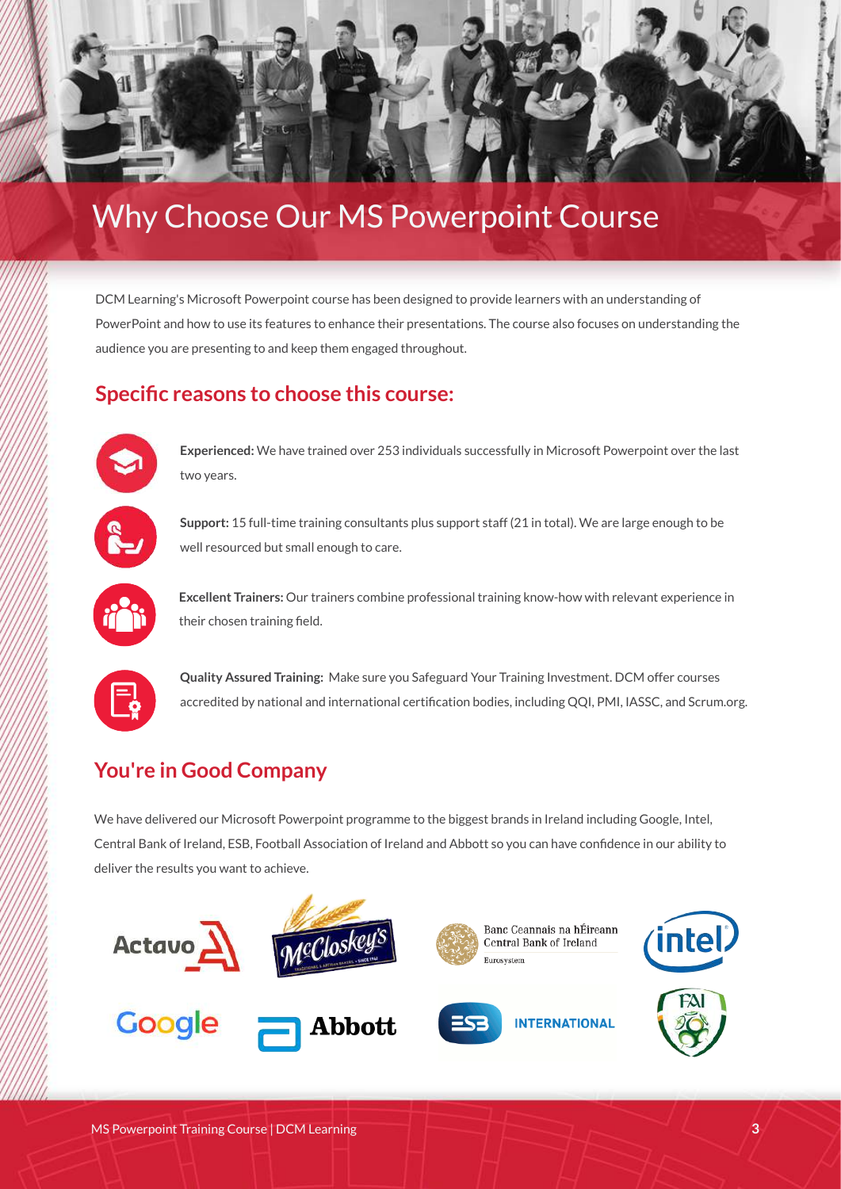# Why Choose Our MS Powerpoint Course

DCM Learning's Microsoft Powerpoint course has been designed to provide learners with an understanding of PowerPoint and how to use its features to enhance their presentations. The course also focuses on understanding the audience you are presenting to and keep them engaged throughout.

## Specific reasons to choose this course:

**Experienced:** We have trained over 253 individuals successfully in Microsoft Powerpoint over the last two years.

**Support:** 15 full-time training consultants plus support staff (21 in total). We are large enough to be well resourced but small enough to care.

**Excellent Trainers:** Our trainers combine professional training know-how with relevant experience in their chosen training field.

**Quality Assured Training:** Make sure you Safeguard Your Training Investment. DCM offer courses accredited by national and international certification bodies, including QQI, PMI, IASSC, and Scrum.org.

## You're in Good Company

We have delivered our Microsoft Powerpoint programme to the biggest brands in Ireland including Google, Intel, Central Bank of Ireland, ESB, Football Association of Ireland and Abbott so you can have confidence in our ability to deliver the results you want to achieve.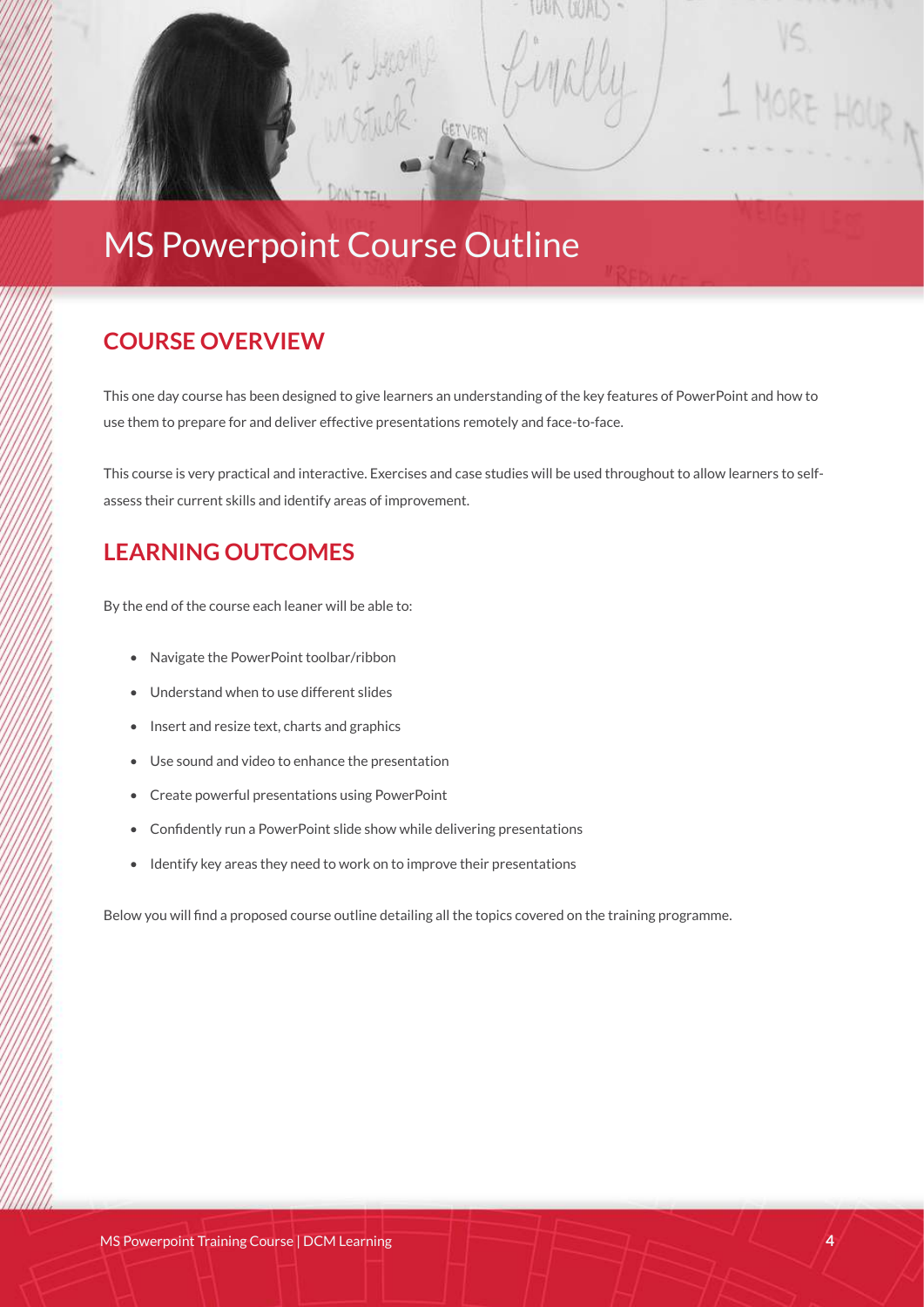# MS Powerpoint Course Outline

## COURSE OVERVIEW

This one day course has been designed to give learners an understanding of the key features of PowerPoint and how to use them to prepare for and deliver effective presentations remotely and face-to-face.

This course is very practical and interactive. Exercises and case studies will be used throughout to allow learners to self-assess their current skills and identify areas of improvement.

## LEARNING OUTCOMES

By the end of the course each leaner will be able to:

- Navigate the PowerPoint toolbar/ribbon
- Understand when to use different slides
- Insert and resize text, charts and graphics
- Use sound and video to enhance the presentation
- Create powerful presentations using PowerPoint
- Confidently run a PowerPoint slide show while delivering presentations
- Identify key areas they need to work on to improve their presentations

Below you will find a proposed course outline detailing all the topics covered on the training programme.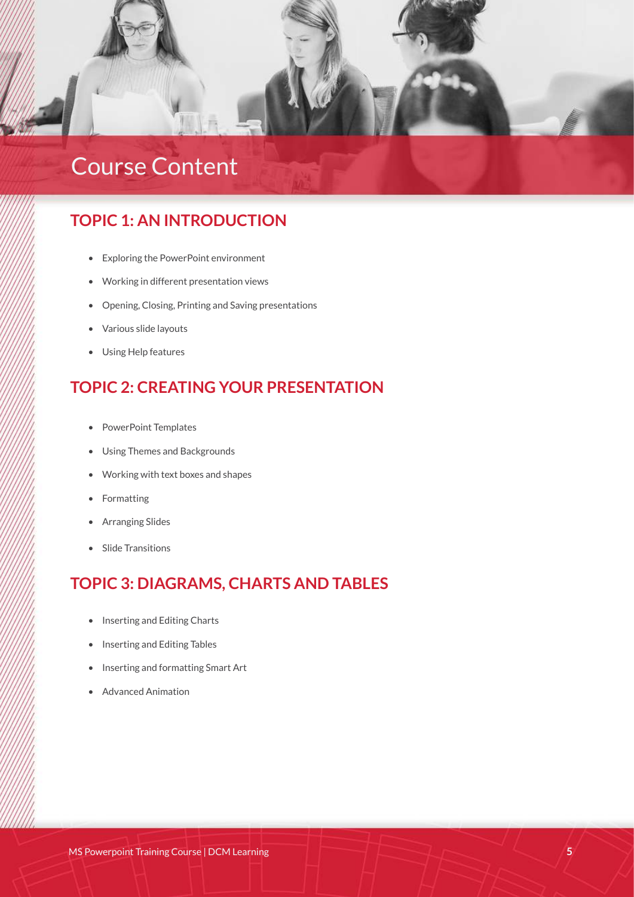# Course Content

## TOPIC 1: AN INTRODUCTION

- Exploring the PowerPoint environment
- Working in different presentation views
- Opening, Closing, Printing and Saving presentations
- Various slide layouts
- Using Help features

## TOPIC 2: CREATING YOUR PRESENTATION

- PowerPoint Templates
- Using Themes and Backgrounds
- Working with text boxes and shapes
- Formatting
- Arranging Slides
- Slide Transitions

## TOPIC 3: DIAGRAMS, CHARTS AND TABLES

- Inserting and Editing Charts
- Inserting and Editing Tables
- Inserting and formatting Smart Art
- Advanced Animation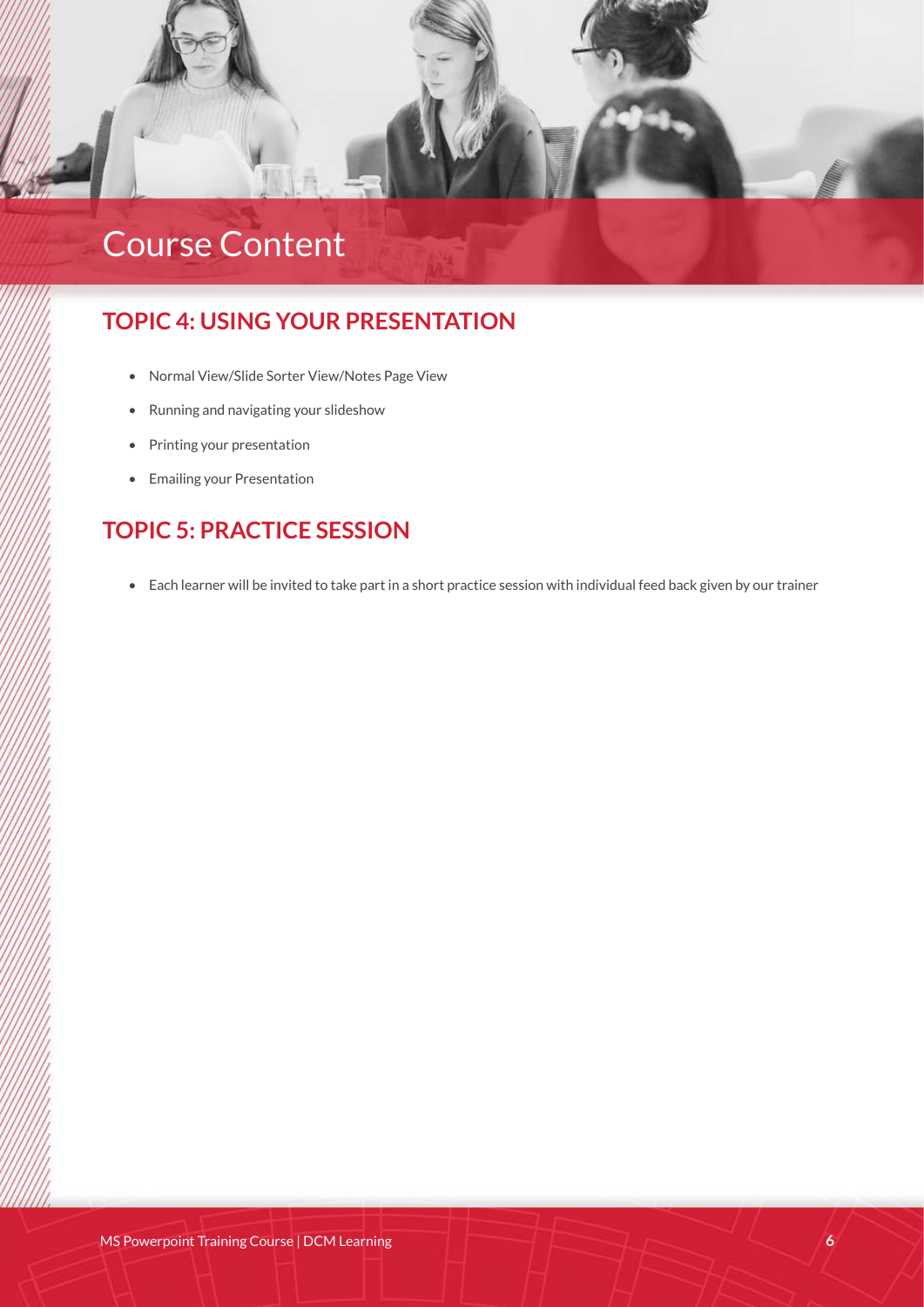# Course Content

## TOPIC 4: USING YOUR PRESENTATION

- Normal View/Slide Sorter View/Notes Page View
- Running and navigating your slideshow
- Printing your presentation
- Emailing your Presentation

## TOPIC 5: PRACTICE SESSION

- Each learner will be invited to take part in a short practice session with individual feed back given by our trainer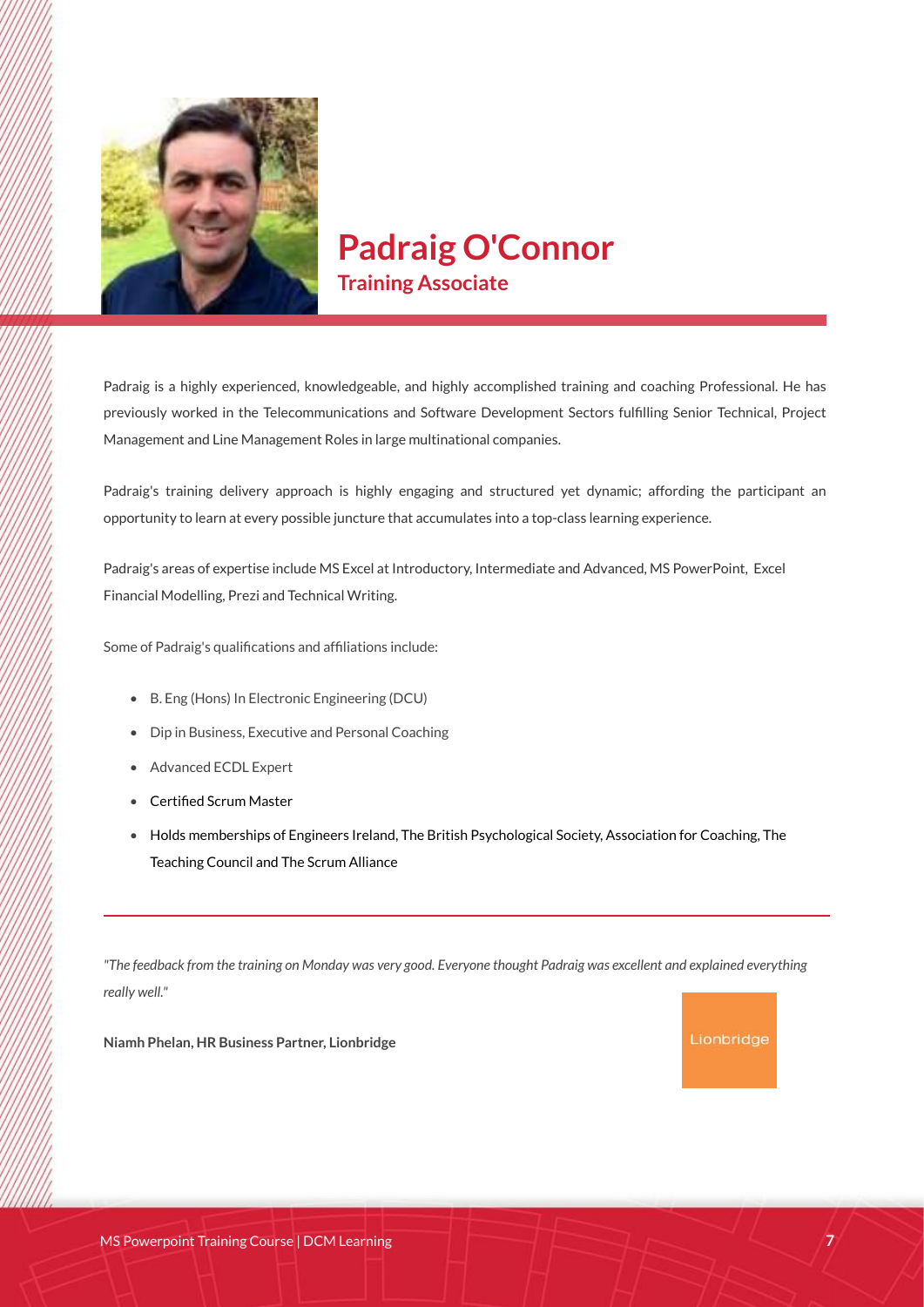# Padraig O'Connor

## Training Associate

Padraig is a highly experienced, knowledgeable, and highly accomplished training and coaching Professional. He has previously worked in the Telecommunications and Software Development Sectors fulfilling Senior Technical, Project Management and Line Management Roles in large multinational companies.

Padraig's training delivery approach is highly engaging and structured yet dynamic; affording the participant an opportunity to learn at every possible juncture that accumulates into a top-class learning experience.

Padraig's areas of expertise include MS Excel at Introductory, Intermediate and Advanced, MS PowerPoint, Excel Financial Modelling, Prezi and Technical Writing.

Some of Padraig's qualifications and affiliations include:

- B. Eng (Hons) In Electronic Engineering (DCU)
- Dip in Business, Executive and Personal Coaching
- Advanced ECDL Expert
- Certified Scrum Master
- Holds memberships of Engineers Ireland, The British Psychological Society, Association for Coaching, The Teaching Council and The Scrum Alliance

---

*"The feedback from the training on Monday was very good. Everyone thought Padraig was excellent and explained everything really well."*

**Niamh Phelan, HR Business Partner, Lionbridge**

Lionbridge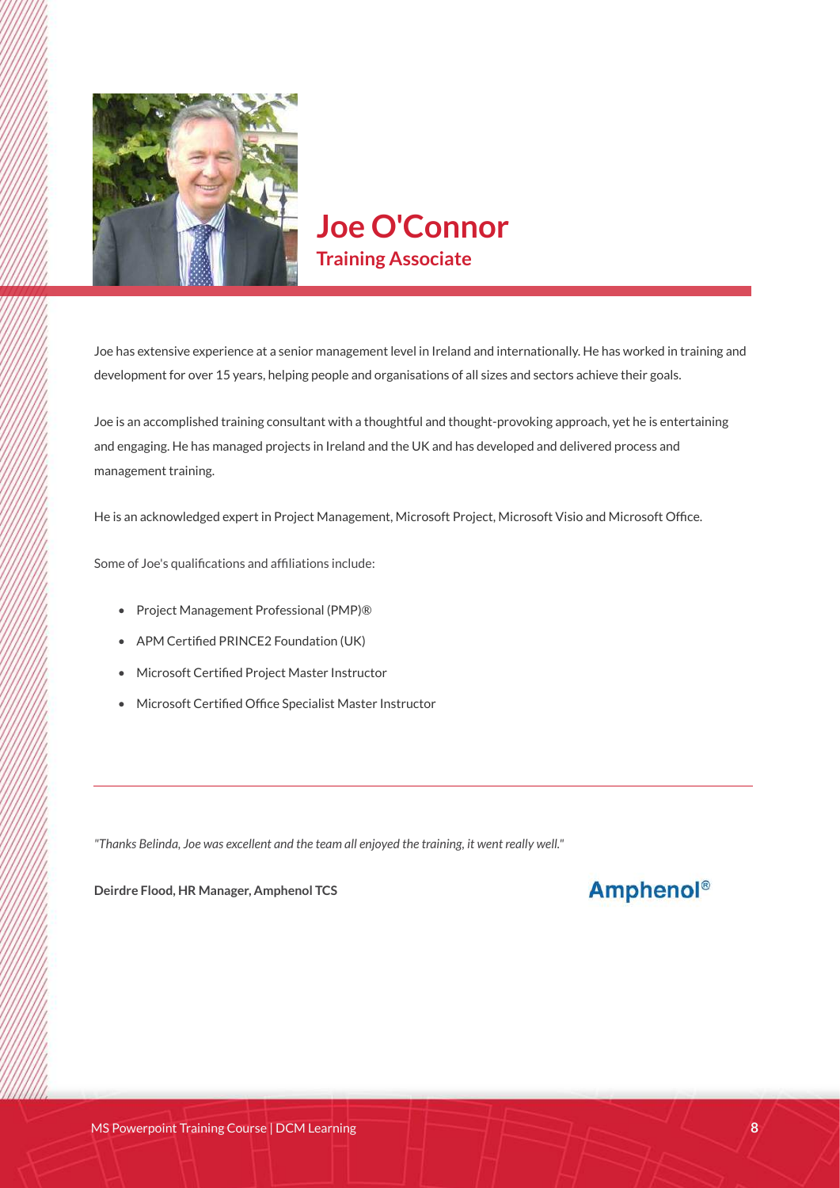# Joe O'Connor

## Training Associate

Joe has extensive experience at a senior management level in Ireland and internationally. He has worked in training and development for over 15 years, helping people and organisations of all sizes and sectors achieve their goals.

Joe is an accomplished training consultant with a thoughtful and thought-provoking approach, yet he is entertaining and engaging. He has managed projects in Ireland and the UK and has developed and delivered process and management training.

He is an acknowledged expert in Project Management, Microsoft Project, Microsoft Visio and Microsoft Office.

Some of Joe's qualifications and affiliations include:

- Project Management Professional (PMP)®
- APM Certified PRINCE2 Foundation (UK)
- Microsoft Certified Project Master Instructor
- Microsoft Certified Office Specialist Master Instructor

---

*"Thanks Belinda, Joe was excellent and the team all enjoyed the training, it went really well."*

**Deirdre Flood, HR Manager, Amphenol TCS**

Amphenol®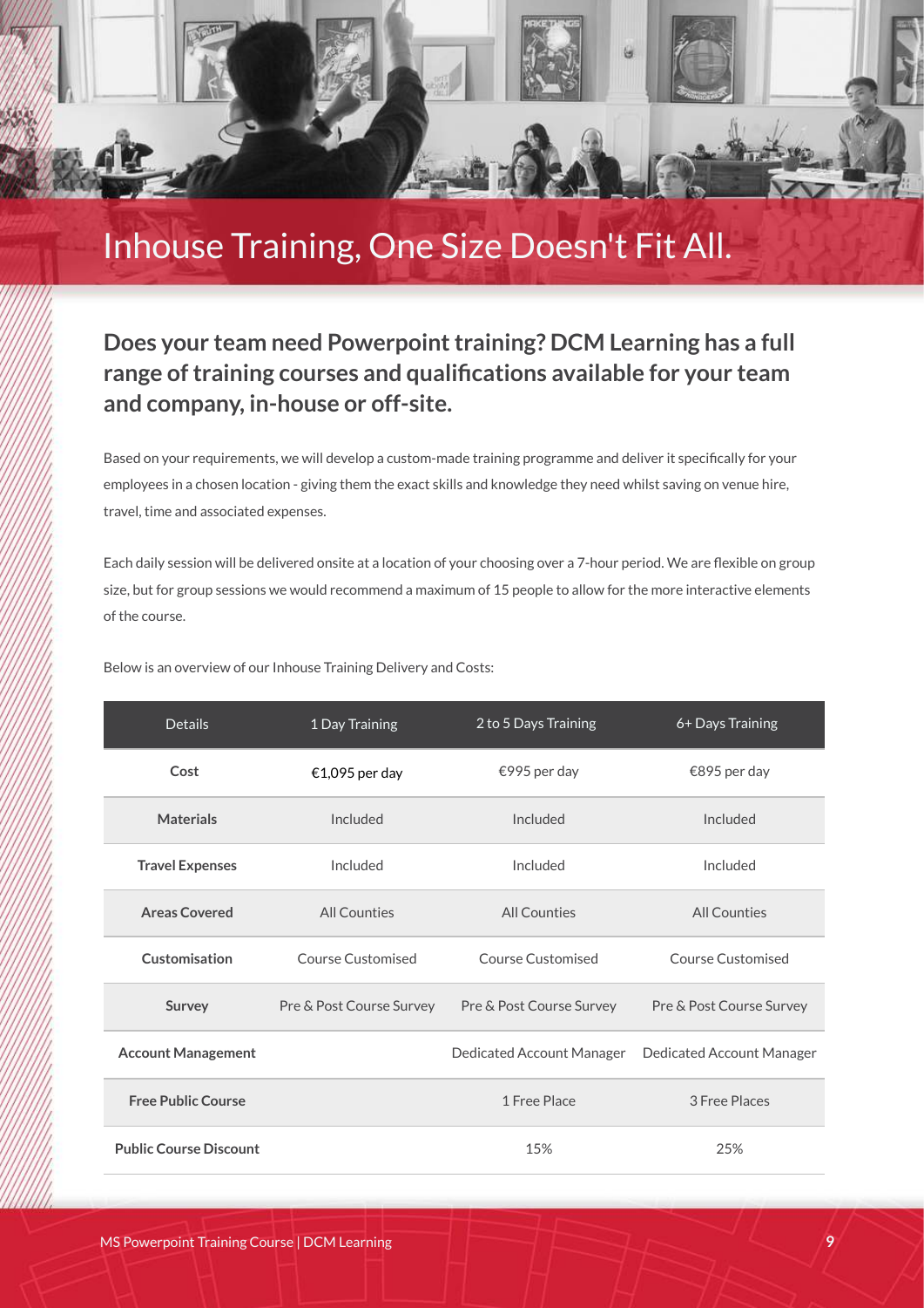# Inhouse Training, One Size Doesn't Fit All.

## Does your team need Powerpoint training? DCM Learning has a full range of training courses and qualifications available for your team and company, in-house or off-site.

Based on your requirements, we will develop a custom-made training programme and deliver it specifically for your employees in a chosen location - giving them the exact skills and knowledge they need whilst saving on venue hire, travel, time and associated expenses.

Each daily session will be delivered onsite at a location of your choosing over a 7-hour period. We are flexible on group size, but for group sessions we would recommend a maximum of 15 people to allow for the more interactive elements of the course.

Below is an overview of our Inhouse Training Delivery and Costs:

| Details | 1 Day Training | 2 to 5 Days Training | 6+ Days Training |
|---|---|---|---|
| **Cost** | €1,095 per day | €995 per day | €895 per day |
| **Materials** | Included | Included | Included |
| **Travel Expenses** | Included | Included | Included |
| **Areas Covered** | All Counties | All Counties | All Counties |
| **Customisation** | Course Customised | Course Customised | Course Customised |
| **Survey** | Pre & Post Course Survey | Pre & Post Course Survey | Pre & Post Course Survey |
| **Account Management** | | Dedicated Account Manager | Dedicated Account Manager |
| **Free Public Course** | | 1 Free Place | 3 Free Places |
| **Public Course Discount** | | 15% | 25% |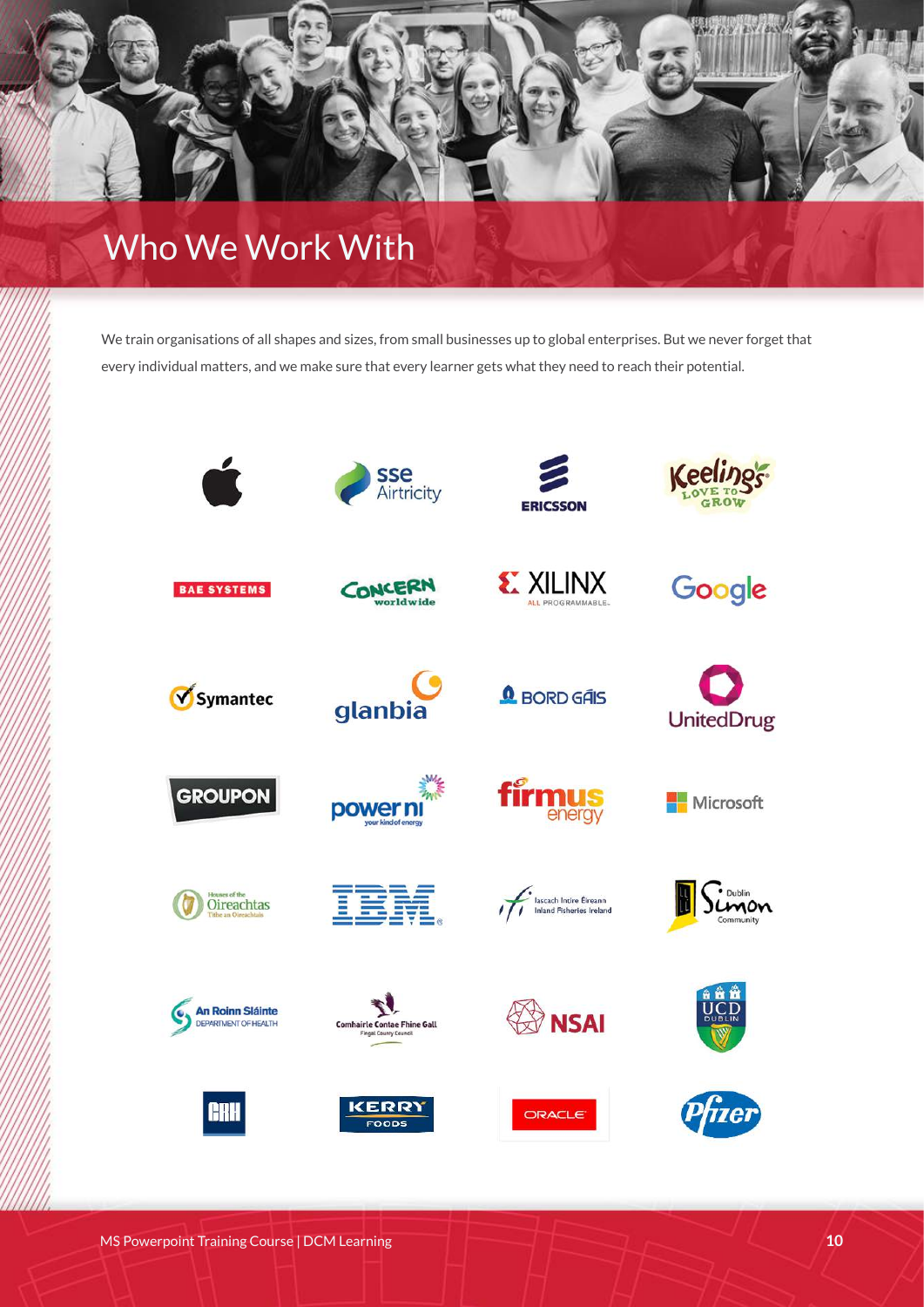# Who We Work With

We train organisations of all shapes and sizes, from small businesses up to global enterprises. But we never forget that every individual matters, and we make sure that every learner gets what they need to reach their potential.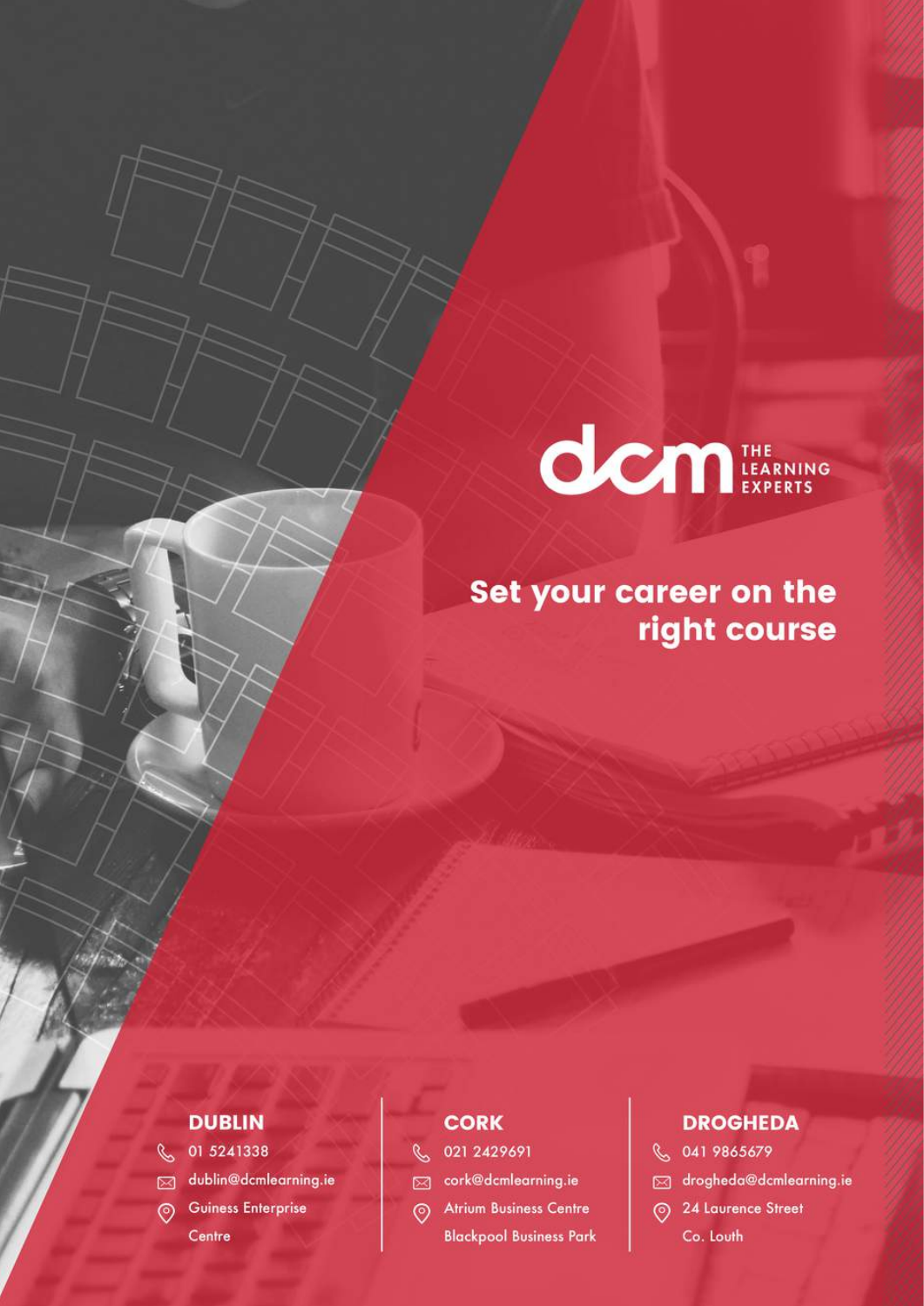dcm THE LEARNING EXPERTS

## Set your career on the right course

### DUBLIN

01 5241338

dublin@dcmlearning.ie

Guiness Enterprise Centre

### CORK

021 2429691

cork@dcmlearning.ie

Atrium Business Centre Blackpool Business Park

### DROGHEDA

041 9865679

drogheda@dcmlearning.ie

24 Laurence Street Co. Louth